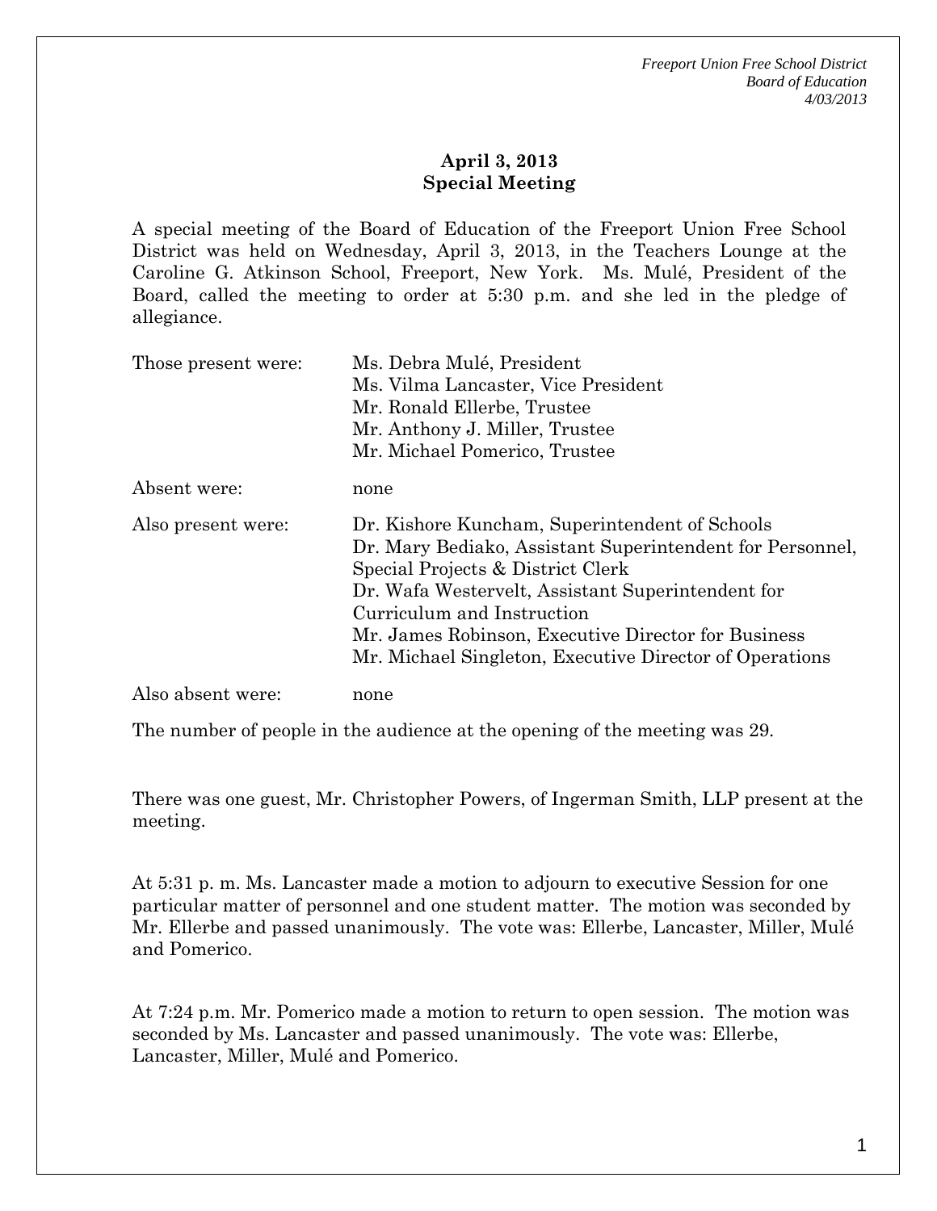## April 3, 2013
## Special Meeting

A special meeting of the Board of Education of the Freeport Union Free School District was held on Wednesday, April 3, 2013, in the Teachers Lounge at the Caroline G. Atkinson School, Freeport, New York. Ms. Mulé, President of the Board, called the meeting to order at 5:30 p.m. and she led in the pledge of allegiance.

| | |
|---|---|
| Those present were: | Ms. Debra Mulé, President<br>Ms. Vilma Lancaster, Vice President<br>Mr. Ronald Ellerbe, Trustee<br>Mr. Anthony J. Miller, Trustee<br>Mr. Michael Pomerico, Trustee |
| Absent were: | none |
| Also present were: | Dr. Kishore Kuncham, Superintendent of Schools<br>Dr. Mary Bediako, Assistant Superintendent for Personnel, Special Projects & District Clerk<br>Dr. Wafa Westervelt, Assistant Superintendent for Curriculum and Instruction<br>Mr. James Robinson, Executive Director for Business<br>Mr. Michael Singleton, Executive Director of Operations |
| Also absent were: | none |

The number of people in the audience at the opening of the meeting was 29.

There was one guest, Mr. Christopher Powers, of Ingerman Smith, LLP present at the meeting.

At 5:31 p. m. Ms. Lancaster made a motion to adjourn to executive Session for one particular matter of personnel and one student matter. The motion was seconded by Mr. Ellerbe and passed unanimously. The vote was: Ellerbe, Lancaster, Miller, Mulé and Pomerico.

At 7:24 p.m. Mr. Pomerico made a motion to return to open session. The motion was seconded by Ms. Lancaster and passed unanimously. The vote was: Ellerbe, Lancaster, Miller, Mulé and Pomerico.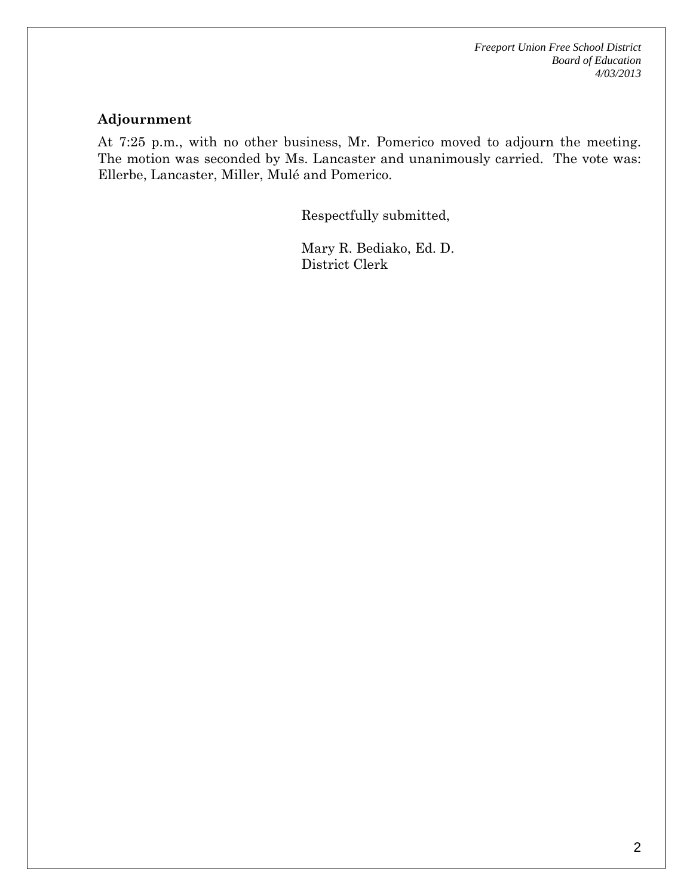## Adjournment

At 7:25 p.m., with no other business, Mr. Pomerico moved to adjourn the meeting. The motion was seconded by Ms. Lancaster and unanimously carried. The vote was: Ellerbe, Lancaster, Miller, Mulé and Pomerico.

Respectfully submitted,

Mary R. Bediako, Ed. D.
District Clerk